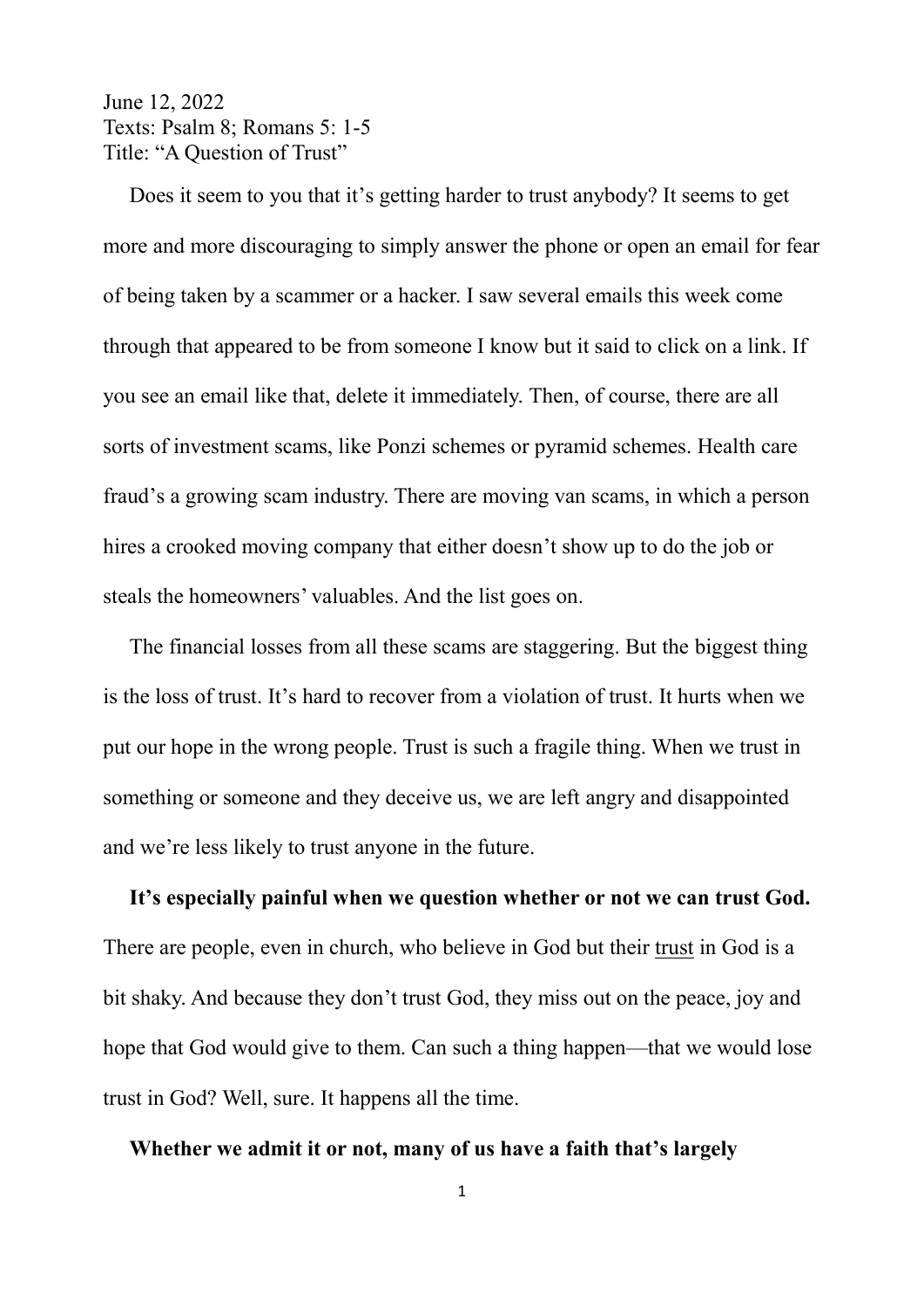June 12, 2022
Texts: Psalm 8; Romans 5: 1-5
Title: "A Question of Trust"

Does it seem to you that it's getting harder to trust anybody? It seems to get more and more discouraging to simply answer the phone or open an email for fear of being taken by a scammer or a hacker. I saw several emails this week come through that appeared to be from someone I know but it said to click on a link. If you see an email like that, delete it immediately. Then, of course, there are all sorts of investment scams, like Ponzi schemes or pyramid schemes. Health care fraud's a growing scam industry. There are moving van scams, in which a person hires a crooked moving company that either doesn't show up to do the job or steals the homeowners' valuables. And the list goes on.

The financial losses from all these scams are staggering. But the biggest thing is the loss of trust. It's hard to recover from a violation of trust. It hurts when we put our hope in the wrong people. Trust is such a fragile thing. When we trust in something or someone and they deceive us, we are left angry and disappointed and we're less likely to trust anyone in the future.

**It's especially painful when we question whether or not we can trust God.** There are people, even in church, who believe in God but their <u>trust</u> in God is a bit shaky. And because they don't trust God, they miss out on the peace, joy and hope that God would give to them. Can such a thing happen—that we would lose trust in God? Well, sure. It happens all the time.

**Whether we admit it or not, many of us have a faith that's largely**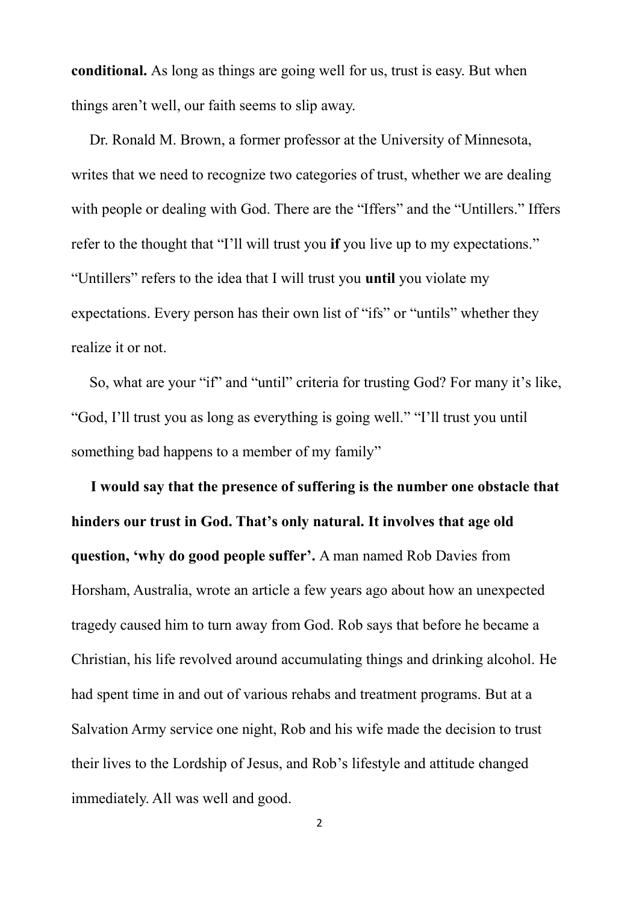**conditional.** As long as things are going well for us, trust is easy. But when things aren't well, our faith seems to slip away.

Dr. Ronald M. Brown, a former professor at the University of Minnesota, writes that we need to recognize two categories of trust, whether we are dealing with people or dealing with God. There are the "Iffers" and the "Untillers." Iffers refer to the thought that "I'll will trust you **if** you live up to my expectations." "Untillers" refers to the idea that I will trust you **until** you violate my expectations. Every person has their own list of "ifs" or "untils" whether they realize it or not.

So, what are your "if" and "until" criteria for trusting God? For many it's like, "God, I'll trust you as long as everything is going well." "I'll trust you until something bad happens to a member of my family"

**I would say that the presence of suffering is the number one obstacle that hinders our trust in God. That's only natural. It involves that age old question, 'why do good people suffer'.** A man named Rob Davies from Horsham, Australia, wrote an article a few years ago about how an unexpected tragedy caused him to turn away from God. Rob says that before he became a Christian, his life revolved around accumulating things and drinking alcohol. He had spent time in and out of various rehabs and treatment programs. But at a Salvation Army service one night, Rob and his wife made the decision to trust their lives to the Lordship of Jesus, and Rob's lifestyle and attitude changed immediately. All was well and good.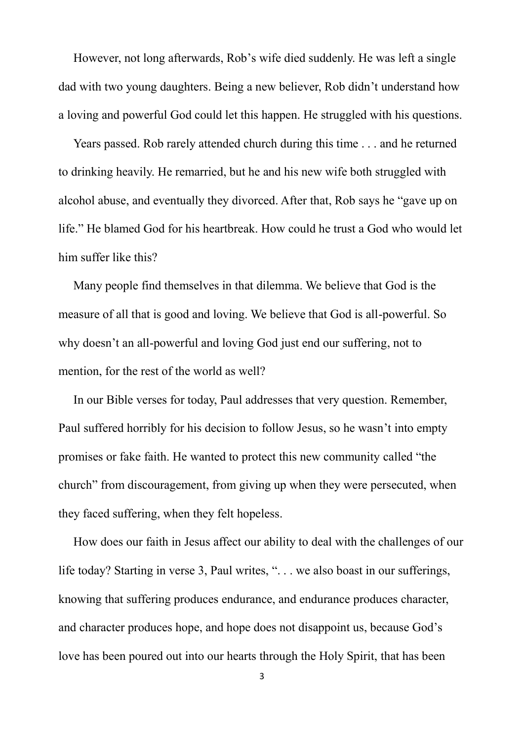However, not long afterwards, Rob's wife died suddenly. He was left a single dad with two young daughters. Being a new believer, Rob didn't understand how a loving and powerful God could let this happen. He struggled with his questions.

Years passed. Rob rarely attended church during this time . . . and he returned to drinking heavily. He remarried, but he and his new wife both struggled with alcohol abuse, and eventually they divorced. After that, Rob says he "gave up on life." He blamed God for his heartbreak. How could he trust a God who would let him suffer like this?

Many people find themselves in that dilemma. We believe that God is the measure of all that is good and loving. We believe that God is all-powerful. So why doesn't an all-powerful and loving God just end our suffering, not to mention, for the rest of the world as well?

In our Bible verses for today, Paul addresses that very question. Remember, Paul suffered horribly for his decision to follow Jesus, so he wasn't into empty promises or fake faith. He wanted to protect this new community called "the church" from discouragement, from giving up when they were persecuted, when they faced suffering, when they felt hopeless.

How does our faith in Jesus affect our ability to deal with the challenges of our life today? Starting in verse 3, Paul writes, ". . . we also boast in our sufferings, knowing that suffering produces endurance, and endurance produces character, and character produces hope, and hope does not disappoint us, because God's love has been poured out into our hearts through the Holy Spirit, that has been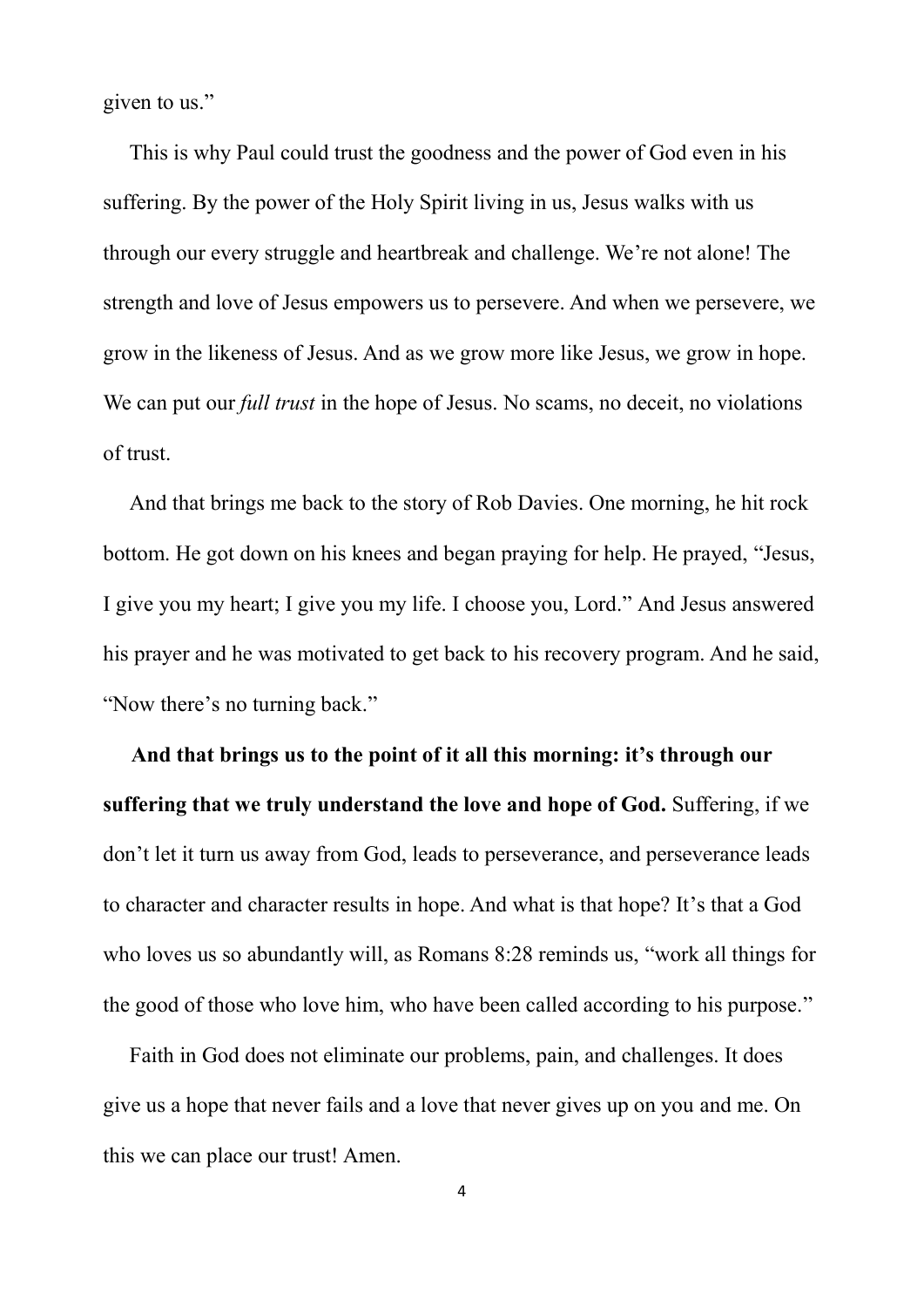given to us."

This is why Paul could trust the goodness and the power of God even in his suffering. By the power of the Holy Spirit living in us, Jesus walks with us through our every struggle and heartbreak and challenge. We're not alone! The strength and love of Jesus empowers us to persevere. And when we persevere, we grow in the likeness of Jesus. And as we grow more like Jesus, we grow in hope. We can put our *full trust* in the hope of Jesus. No scams, no deceit, no violations of trust.

And that brings me back to the story of Rob Davies. One morning, he hit rock bottom. He got down on his knees and began praying for help. He prayed, "Jesus, I give you my heart; I give you my life. I choose you, Lord." And Jesus answered his prayer and he was motivated to get back to his recovery program. And he said, "Now there's no turning back."

**And that brings us to the point of it all this morning: it's through our suffering that we truly understand the love and hope of God.** Suffering, if we don't let it turn us away from God, leads to perseverance, and perseverance leads to character and character results in hope. And what is that hope? It's that a God who loves us so abundantly will, as Romans 8:28 reminds us, "work all things for the good of those who love him, who have been called according to his purpose."

Faith in God does not eliminate our problems, pain, and challenges. It does give us a hope that never fails and a love that never gives up on you and me. On this we can place our trust! Amen.